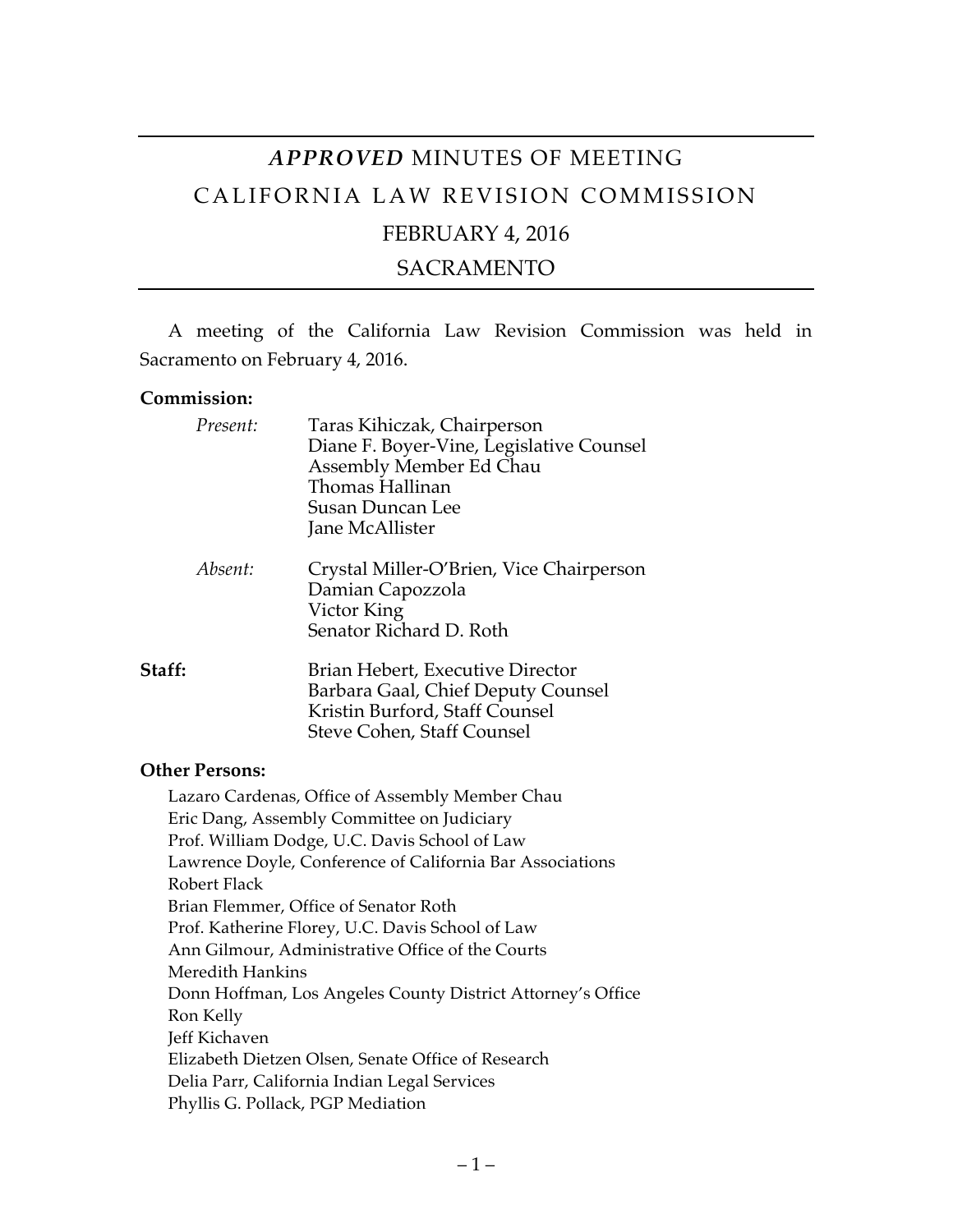# *APPROVED* MINUTES OF MEETING

# CALIFORNIA LAW REVISION COMMISSION

## FEBRUARY 4, 2016

## SACRAMENTO

A meeting of the California Law Revision Commission was held in Sacramento on February 4, 2016.

**Commission:**

*Present:*
Taras Kihiczak, Chairperson
Diane F. Boyer-Vine, Legislative Counsel
Assembly Member Ed Chau
Thomas Hallinan
Susan Duncan Lee
Jane McAllister

*Absent:*
Crystal Miller-O'Brien, Vice Chairperson
Damian Capozzola
Victor King
Senator Richard D. Roth

**Staff:**
Brian Hebert, Executive Director
Barbara Gaal, Chief Deputy Counsel
Kristin Burford, Staff Counsel
Steve Cohen, Staff Counsel

**Other Persons:**

Lazaro Cardenas, Office of Assembly Member Chau
Eric Dang, Assembly Committee on Judiciary
Prof. William Dodge, U.C. Davis School of Law
Lawrence Doyle, Conference of California Bar Associations
Robert Flack
Brian Flemmer, Office of Senator Roth
Prof. Katherine Florey, U.C. Davis School of Law
Ann Gilmour, Administrative Office of the Courts
Meredith Hankins
Donn Hoffman, Los Angeles County District Attorney's Office
Ron Kelly
Jeff Kichaven
Elizabeth Dietzen Olsen, Senate Office of Research
Delia Parr, California Indian Legal Services
Phyllis G. Pollack, PGP Mediation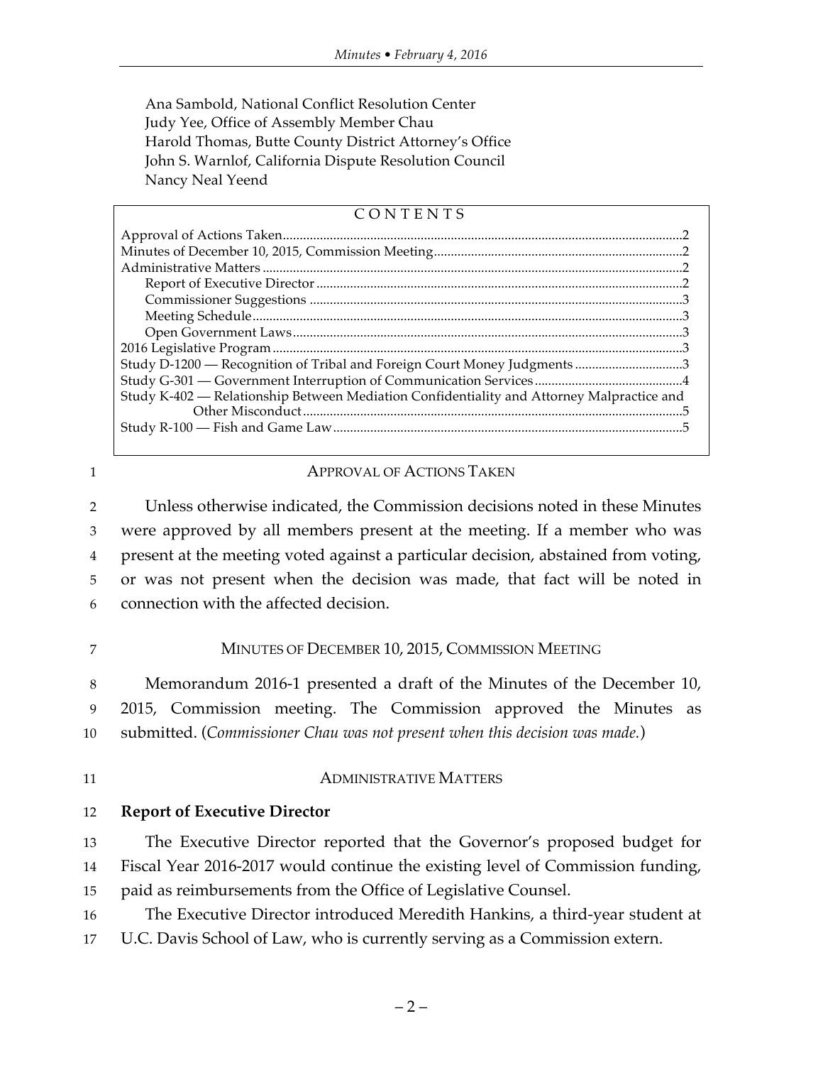Ana Sambold, National Conflict Resolution Center
Judy Yee, Office of Assembly Member Chau
Harold Thomas, Butte County District Attorney's Office
John S. Warnlof, California Dispute Resolution Council
Nancy Neal Yeend

CONTENTS

Approval of Actions Taken ..... 2
Minutes of December 10, 2015, Commission Meeting ..... 2
Administrative Matters ..... 2
  Report of Executive Director ..... 2
  Commissioner Suggestions ..... 3
  Meeting Schedule ..... 3
  Open Government Laws ..... 3
2016 Legislative Program ..... 3
Study D-1200 — Recognition of Tribal and Foreign Court Money Judgments ..... 3
Study G-301 — Government Interruption of Communication Services ..... 4
Study K-402 — Relationship Between Mediation Confidentiality and Attorney Malpractice and Other Misconduct ..... 5
Study R-100 — Fish and Game Law ..... 5

## APPROVAL OF ACTIONS TAKEN

Unless otherwise indicated, the Commission decisions noted in these Minutes were approved by all members present at the meeting. If a member who was present at the meeting voted against a particular decision, abstained from voting, or was not present when the decision was made, that fact will be noted in connection with the affected decision.

## MINUTES OF DECEMBER 10, 2015, COMMISSION MEETING

Memorandum 2016-1 presented a draft of the Minutes of the December 10, 2015, Commission meeting. The Commission approved the Minutes as submitted. (*Commissioner Chau was not present when this decision was made.*)

## ADMINISTRATIVE MATTERS

### Report of Executive Director

The Executive Director reported that the Governor's proposed budget for Fiscal Year 2016-2017 would continue the existing level of Commission funding, paid as reimbursements from the Office of Legislative Counsel.

The Executive Director introduced Meredith Hankins, a third-year student at U.C. Davis School of Law, who is currently serving as a Commission extern.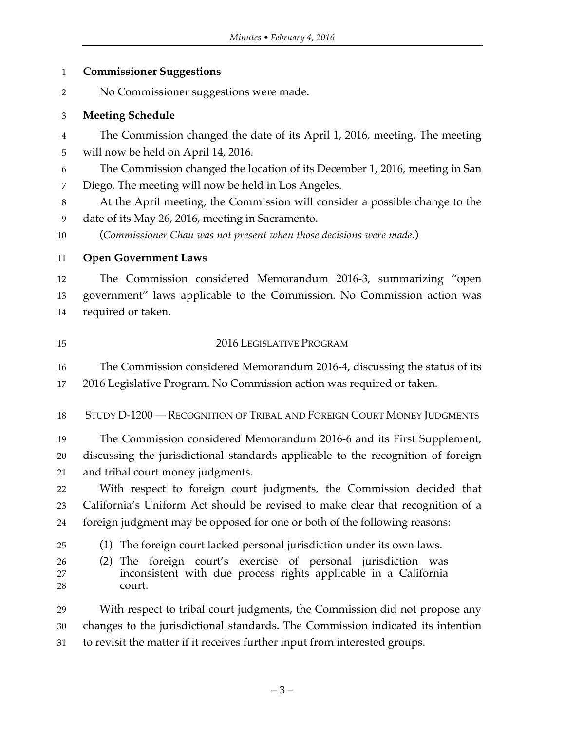**Commissioner Suggestions**

No Commissioner suggestions were made.

**Meeting Schedule**

The Commission changed the date of its April 1, 2016, meeting. The meeting will now be held on April 14, 2016.

The Commission changed the location of its December 1, 2016, meeting in San Diego. The meeting will now be held in Los Angeles.

At the April meeting, the Commission will consider a possible change to the date of its May 26, 2016, meeting in Sacramento.

(*Commissioner Chau was not present when those decisions were made.*)

**Open Government Laws**

The Commission considered Memorandum 2016-3, summarizing "open government" laws applicable to the Commission. No Commission action was required or taken.

## 2016 LEGISLATIVE PROGRAM

The Commission considered Memorandum 2016-4, discussing the status of its 2016 Legislative Program. No Commission action was required or taken.

## STUDY D-1200 — RECOGNITION OF TRIBAL AND FOREIGN COURT MONEY JUDGMENTS

The Commission considered Memorandum 2016-6 and its First Supplement, discussing the jurisdictional standards applicable to the recognition of foreign and tribal court money judgments.

With respect to foreign court judgments, the Commission decided that California's Uniform Act should be revised to make clear that recognition of a foreign judgment may be opposed for one or both of the following reasons:

(1) The foreign court lacked personal jurisdiction under its own laws.

(2) The foreign court's exercise of personal jurisdiction was inconsistent with due process rights applicable in a California court.

With respect to tribal court judgments, the Commission did not propose any changes to the jurisdictional standards. The Commission indicated its intention to revisit the matter if it receives further input from interested groups.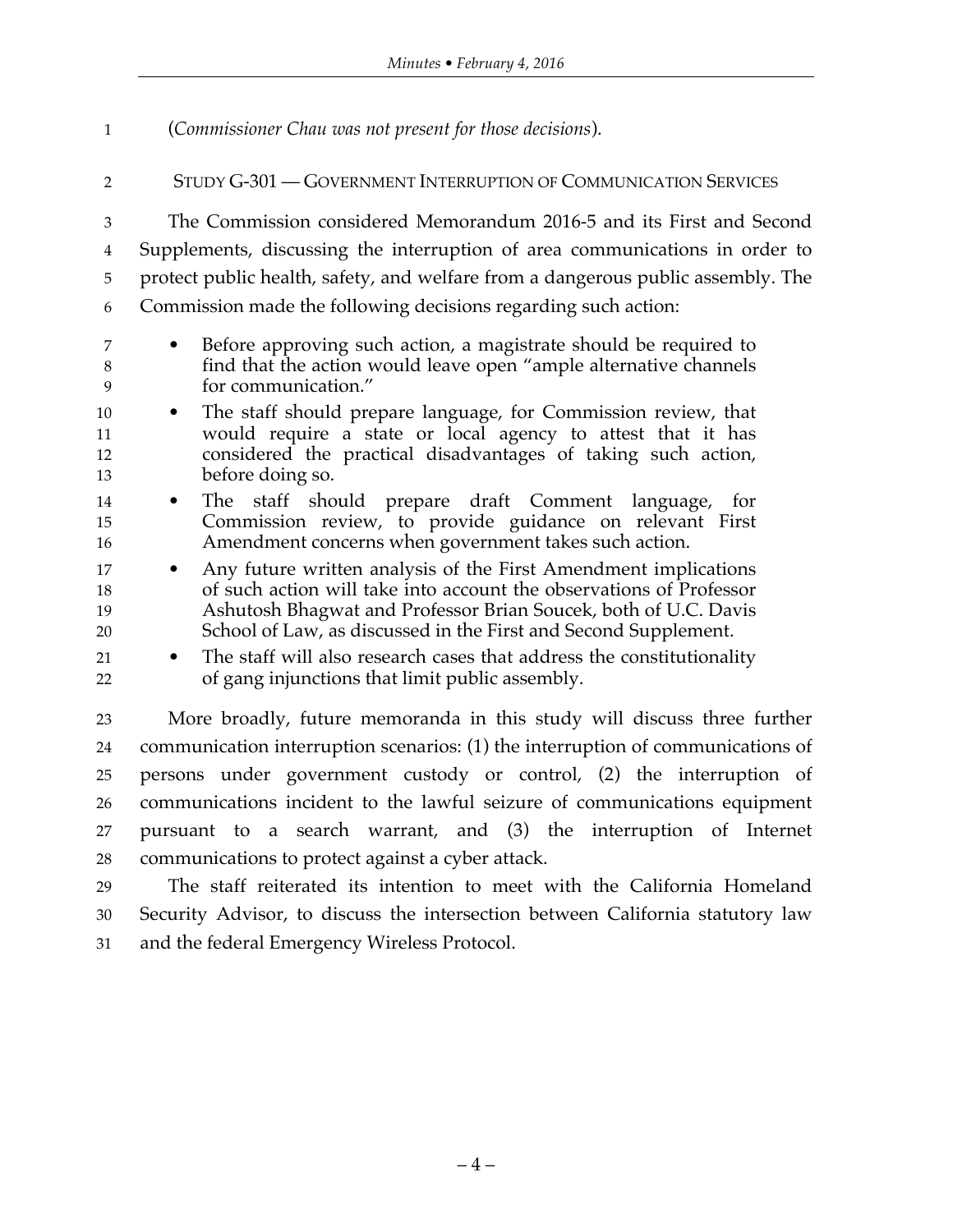(*Commissioner Chau was not present for those decisions*).

## STUDY G-301 — GOVERNMENT INTERRUPTION OF COMMUNICATION SERVICES

The Commission considered Memorandum 2016-5 and its First and Second Supplements, discussing the interruption of area communications in order to protect public health, safety, and welfare from a dangerous public assembly. The Commission made the following decisions regarding such action:

- Before approving such action, a magistrate should be required to find that the action would leave open "ample alternative channels for communication."
- The staff should prepare language, for Commission review, that would require a state or local agency to attest that it has considered the practical disadvantages of taking such action, before doing so.
- The staff should prepare draft Comment language, for Commission review, to provide guidance on relevant First Amendment concerns when government takes such action.
- Any future written analysis of the First Amendment implications of such action will take into account the observations of Professor Ashutosh Bhagwat and Professor Brian Soucek, both of U.C. Davis School of Law, as discussed in the First and Second Supplement.
- The staff will also research cases that address the constitutionality of gang injunctions that limit public assembly.

More broadly, future memoranda in this study will discuss three further communication interruption scenarios: (1) the interruption of communications of persons under government custody or control, (2) the interruption of communications incident to the lawful seizure of communications equipment pursuant to a search warrant, and (3) the interruption of Internet communications to protect against a cyber attack.

The staff reiterated its intention to meet with the California Homeland Security Advisor, to discuss the intersection between California statutory law and the federal Emergency Wireless Protocol.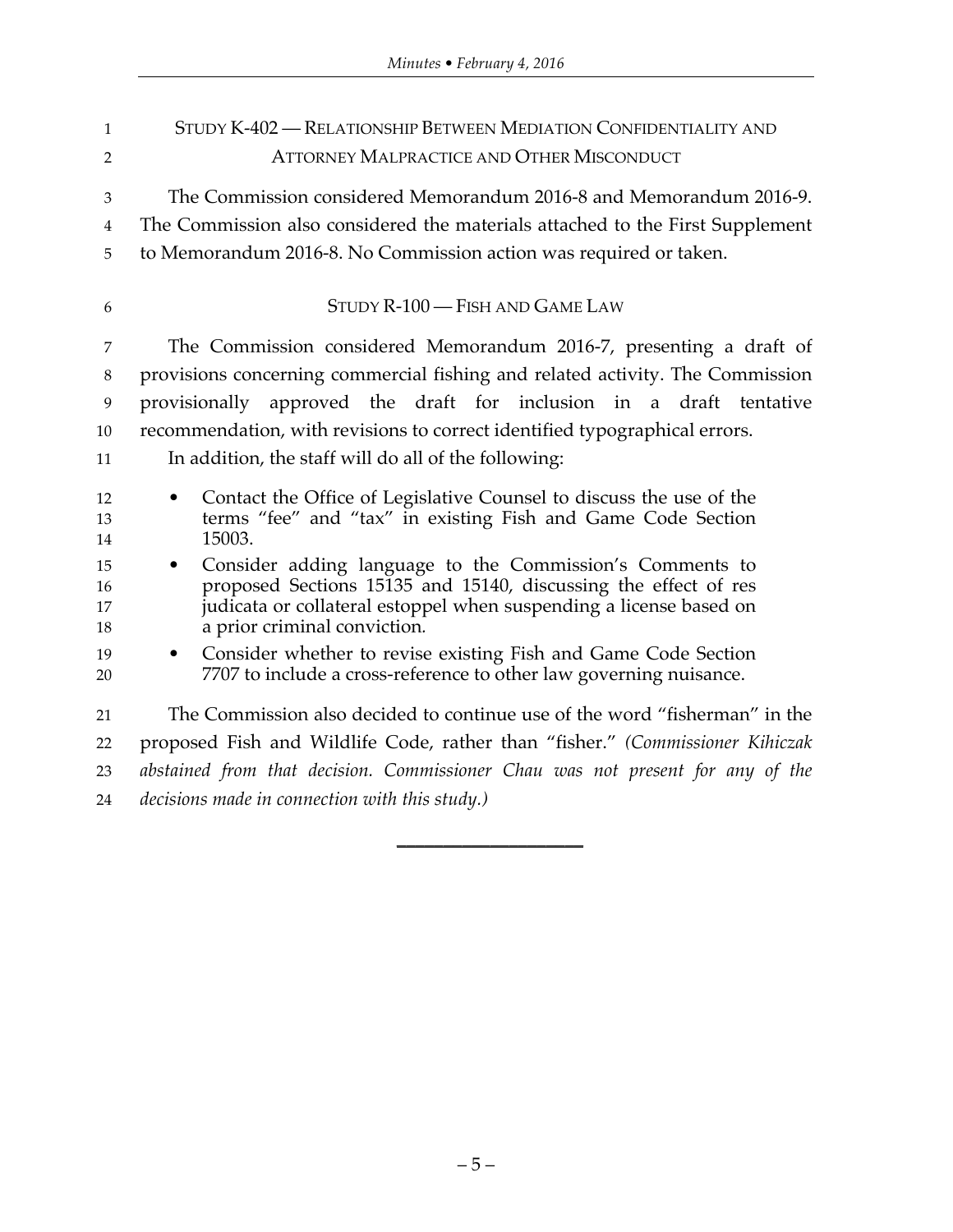## STUDY K-402 — RELATIONSHIP BETWEEN MEDIATION CONFIDENTIALITY AND ATTORNEY MALPRACTICE AND OTHER MISCONDUCT

The Commission considered Memorandum 2016-8 and Memorandum 2016-9. The Commission also considered the materials attached to the First Supplement to Memorandum 2016-8. No Commission action was required or taken.

## STUDY R-100 — FISH AND GAME LAW

The Commission considered Memorandum 2016-7, presenting a draft of provisions concerning commercial fishing and related activity. The Commission provisionally approved the draft for inclusion in a draft tentative recommendation, with revisions to correct identified typographical errors.

In addition, the staff will do all of the following:

- Contact the Office of Legislative Counsel to discuss the use of the terms "fee" and "tax" in existing Fish and Game Code Section 15003.
- Consider adding language to the Commission's Comments to proposed Sections 15135 and 15140, discussing the effect of res judicata or collateral estoppel when suspending a license based on a prior criminal conviction.
- Consider whether to revise existing Fish and Game Code Section 7707 to include a cross-reference to other law governing nuisance.

The Commission also decided to continue use of the word "fisherman" in the proposed Fish and Wildlife Code, rather than "fisher." *(Commissioner Kihiczak abstained from that decision. Commissioner Chau was not present for any of the decisions made in connection with this study.)*